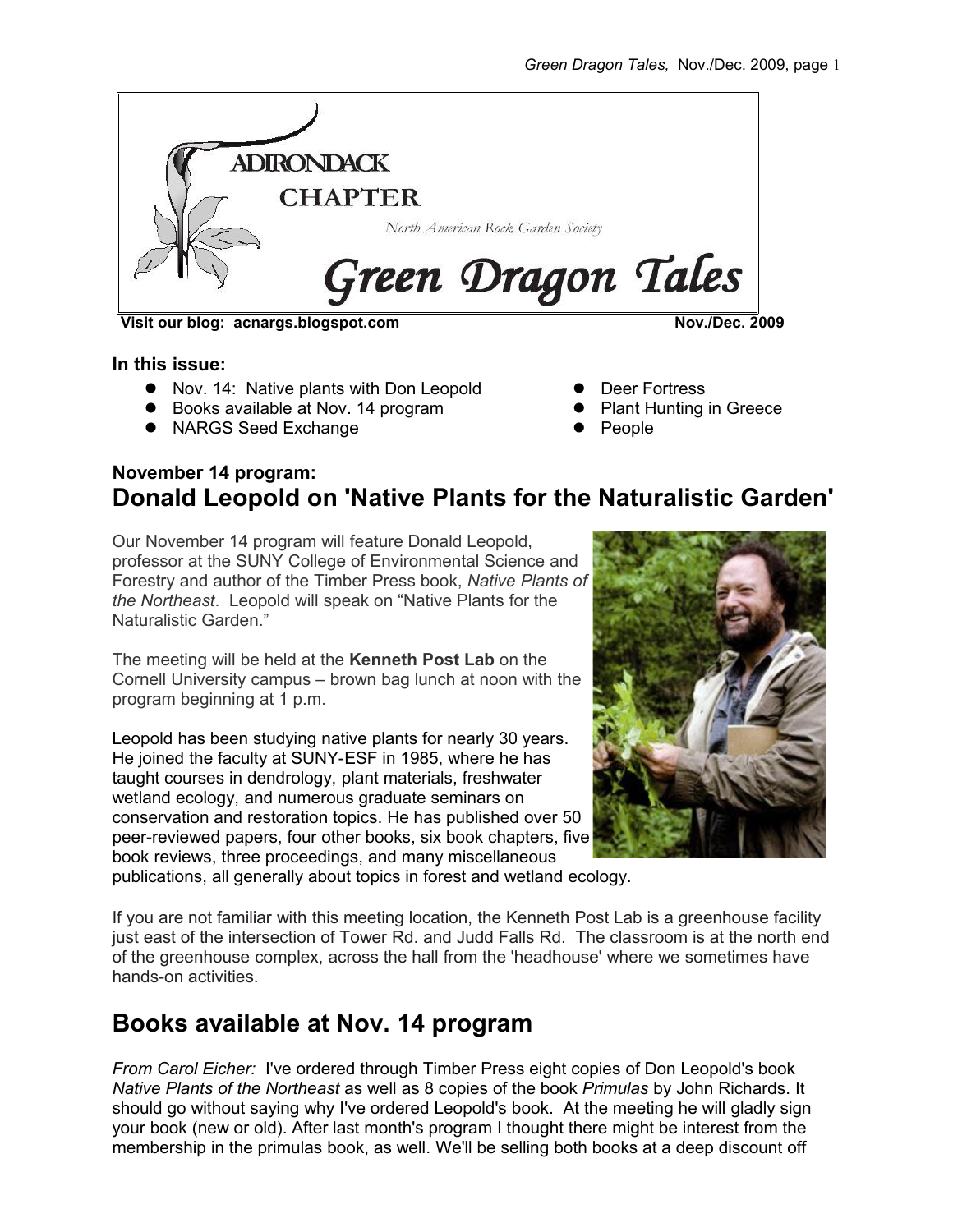ADIRONDACK CHAPTER

North American Rock Garden Society

# Green Dragon Tales

**Visit our blog: acnargs.blogspot.com** **Nov./Dec. 2009**

**In this issue:**

- Nov. 14: Native plants with Don Leopold
- Books available at Nov. 14 program
- NARGS Seed Exchange
- Deer Fortress
- Plant Hunting in Greece
- People

### November 14 program:

## Donald Leopold on 'Native Plants for the Naturalistic Garden'

Our November 14 program will feature Donald Leopold, professor at the SUNY College of Environmental Science and Forestry and author of the Timber Press book, *Native Plants of the Northeast*. Leopold will speak on "Native Plants for the Naturalistic Garden."

The meeting will be held at the **Kenneth Post Lab** on the Cornell University campus – brown bag lunch at noon with the program beginning at 1 p.m.

Leopold has been studying native plants for nearly 30 years. He joined the faculty at SUNY-ESF in 1985, where he has taught courses in dendrology, plant materials, freshwater wetland ecology, and numerous graduate seminars on conservation and restoration topics. He has published over 50 peer-reviewed papers, four other books, six book chapters, five book reviews, three proceedings, and many miscellaneous publications, all generally about topics in forest and wetland ecology.

If you are not familiar with this meeting location, the Kenneth Post Lab is a greenhouse facility just east of the intersection of Tower Rd. and Judd Falls Rd. The classroom is at the north end of the greenhouse complex, across the hall from the 'headhouse' where we sometimes have hands-on activities.

## Books available at Nov. 14 program

*From Carol Eicher:* I've ordered through Timber Press eight copies of Don Leopold's book *Native Plants of the Northeast* as well as 8 copies of the book *Primulas* by John Richards. It should go without saying why I've ordered Leopold's book. At the meeting he will gladly sign your book (new or old). After last month's program I thought there might be interest from the membership in the primulas book, as well. We'll be selling both books at a deep discount off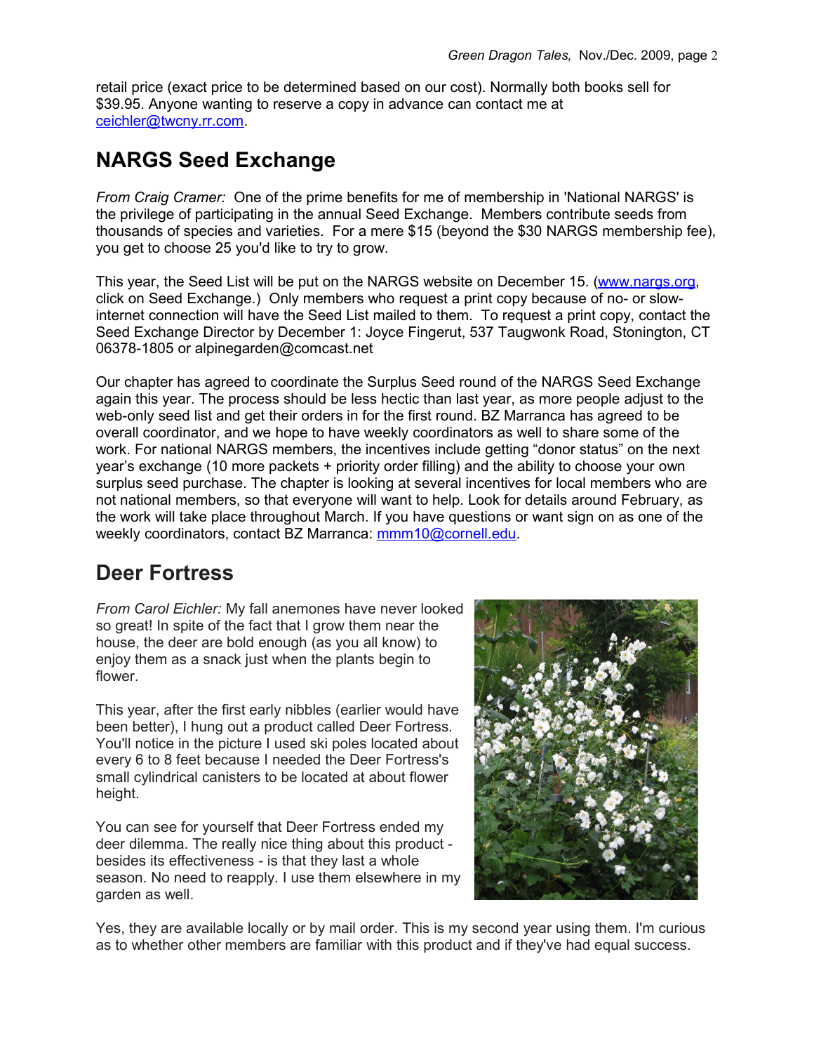retail price (exact price to be determined based on our cost). Normally both books sell for $39.95. Anyone wanting to reserve a copy in advance can contact me at ceichler@twcny.rr.com.

## NARGS Seed Exchange

*From Craig Cramer:* One of the prime benefits for me of membership in 'National NARGS' is the privilege of participating in the annual Seed Exchange. Members contribute seeds from thousands of species and varieties. For a mere $15 (beyond the $30 NARGS membership fee), you get to choose 25 you'd like to try to grow.

This year, the Seed List will be put on the NARGS website on December 15. (www.nargs.org, click on Seed Exchange.) Only members who request a print copy because of no- or slow-internet connection will have the Seed List mailed to them. To request a print copy, contact the Seed Exchange Director by December 1: Joyce Fingerut, 537 Taugwonk Road, Stonington, CT 06378-1805 or alpinegarden@comcast.net

Our chapter has agreed to coordinate the Surplus Seed round of the NARGS Seed Exchange again this year. The process should be less hectic than last year, as more people adjust to the web-only seed list and get their orders in for the first round. BZ Marranca has agreed to be overall coordinator, and we hope to have weekly coordinators as well to share some of the work. For national NARGS members, the incentives include getting "donor status" on the next year's exchange (10 more packets + priority order filling) and the ability to choose your own surplus seed purchase. The chapter is looking at several incentives for local members who are not national members, so that everyone will want to help. Look for details around February, as the work will take place throughout March. If you have questions or want sign on as one of the weekly coordinators, contact BZ Marranca: mmm10@cornell.edu.

## Deer Fortress

*From Carol Eichler:* My fall anemones have never looked so great! In spite of the fact that I grow them near the house, the deer are bold enough (as you all know) to enjoy them as a snack just when the plants begin to flower.

This year, after the first early nibbles (earlier would have been better), I hung out a product called Deer Fortress. You'll notice in the picture I used ski poles located about every 6 to 8 feet because I needed the Deer Fortress's small cylindrical canisters to be located at about flower height.

You can see for yourself that Deer Fortress ended my deer dilemma. The really nice thing about this product - besides its effectiveness - is that they last a whole season. No need to reapply. I use them elsewhere in my garden as well.

Yes, they are available locally or by mail order. This is my second year using them. I'm curious as to whether other members are familiar with this product and if they've had equal success.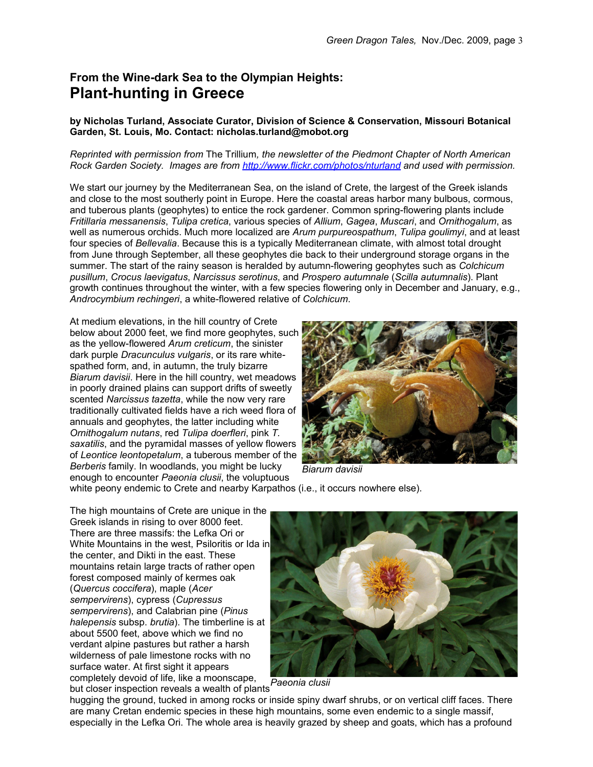## From the Wine-dark Sea to the Olympian Heights:
# Plant-hunting in Greece

**by Nicholas Turland, Associate Curator, Division of Science & Conservation, Missouri Botanical Garden, St. Louis, Mo. Contact: nicholas.turland@mobot.org**

*Reprinted with permission from* The Trillium*, the newsletter of the Piedmont Chapter of North American Rock Garden Society. Images are from http://www.flickr.com/photos/nturland and used with permission.*

We start our journey by the Mediterranean Sea, on the island of Crete, the largest of the Greek islands and close to the most southerly point in Europe. Here the coastal areas harbor many bulbous, cormous, and tuberous plants (geophytes) to entice the rock gardener. Common spring-flowering plants include *Fritillaria messanensis*, *Tulipa cretica*, various species of *Allium*, *Gagea*, *Muscari*, and *Ornithogalum*, as well as numerous orchids. Much more localized are *Arum purpureospathum*, *Tulipa goulimyi*, and at least four species of *Bellevalia*. Because this is a typically Mediterranean climate, with almost total drought from June through September, all these geophytes die back to their underground storage organs in the summer. The start of the rainy season is heralded by autumn-flowering geophytes such as *Colchicum pusillum*, *Crocus laevigatus*, *Narcissus serotinus*, and *Prospero autumnale* (*Scilla autumnalis*). Plant growth continues throughout the winter, with a few species flowering only in December and January, e.g., *Androcymbium rechingeri*, a white-flowered relative of *Colchicum*.

At medium elevations, in the hill country of Crete below about 2000 feet, we find more geophytes, such as the yellow-flowered *Arum creticum*, the sinister dark purple *Dracunculus vulgaris*, or its rare white-spathed form, and, in autumn, the truly bizarre *Biarum davisii*. Here in the hill country, wet meadows in poorly drained plains can support drifts of sweetly scented *Narcissus tazetta*, while the now very rare traditionally cultivated fields have a rich weed flora of annuals and geophytes, the latter including white *Ornithogalum nutans*, red *Tulipa doerfleri*, pink *T. saxatilis*, and the pyramidal masses of yellow flowers of *Leontice leontopetalum*, a tuberous member of the *Berberis* family. In woodlands, you might be lucky enough to encounter *Paeonia clusii*, the voluptuous white peony endemic to Crete and nearby Karpathos (i.e., it occurs nowhere else).

*Biarum davisii*

The high mountains of Crete are unique in the Greek islands in rising to over 8000 feet. There are three massifs: the Lefka Ori or White Mountains in the west, Psiloritis or Ida in the center, and Dikti in the east. These mountains retain large tracts of rather open forest composed mainly of kermes oak (*Quercus coccifera*), maple (*Acer sempervirens*), cypress (*Cupressus sempervirens*), and Calabrian pine (*Pinus halepensis* subsp. *brutia*). The timberline is at about 5500 feet, above which we find no verdant alpine pastures but rather a harsh wilderness of pale limestone rocks with no surface water. At first sight it appears completely devoid of life, like a moonscape, but closer inspection reveals a wealth of plants hugging the ground, tucked in among rocks or inside spiny dwarf shrubs, or on vertical cliff faces. There are many Cretan endemic species in these high mountains, some even endemic to a single massif, especially in the Lefka Ori. The whole area is heavily grazed by sheep and goats, which has a profound

*Paeonia clusii*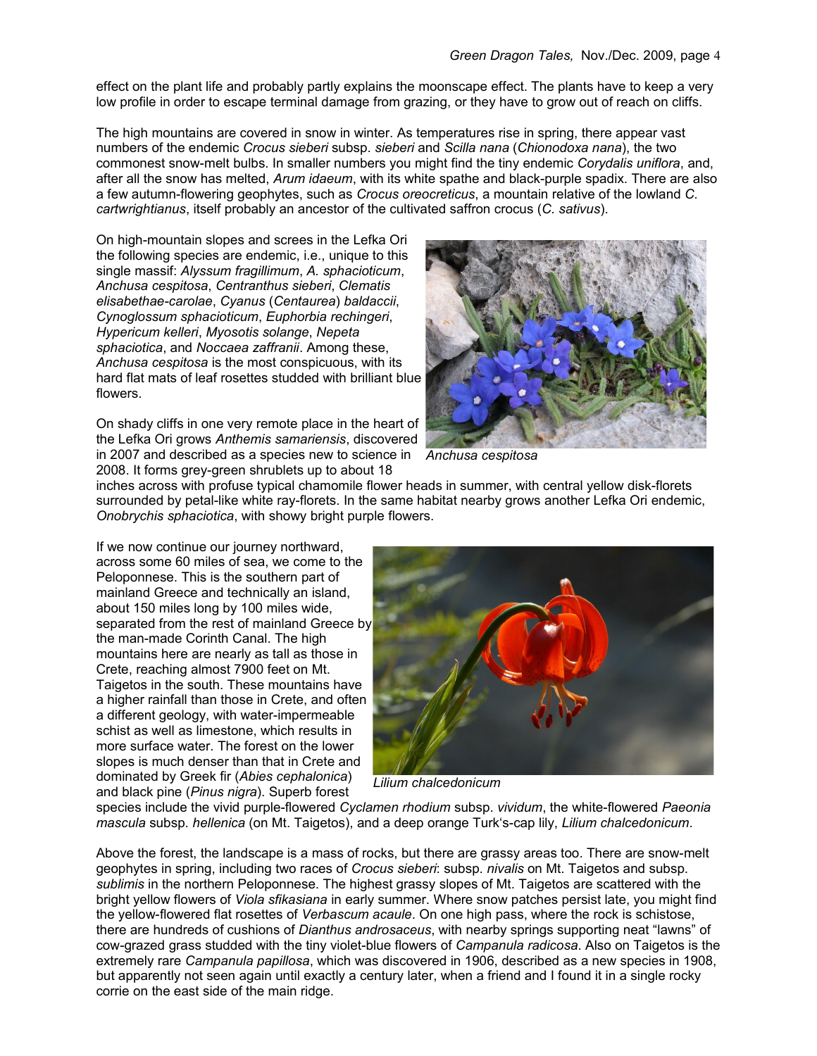effect on the plant life and probably partly explains the moonscape effect. The plants have to keep a very low profile in order to escape terminal damage from grazing, or they have to grow out of reach on cliffs.

The high mountains are covered in snow in winter. As temperatures rise in spring, there appear vast numbers of the endemic *Crocus sieberi* subsp. *sieberi* and *Scilla nana* (*Chionodoxa nana*), the two commonest snow-melt bulbs. In smaller numbers you might find the tiny endemic *Corydalis uniflora*, and, after all the snow has melted, *Arum idaeum*, with its white spathe and black-purple spadix. There are also a few autumn-flowering geophytes, such as *Crocus oreocreticus*, a mountain relative of the lowland *C. cartwrightianus*, itself probably an ancestor of the cultivated saffron crocus (*C. sativus*).

On high-mountain slopes and screes in the Lefka Ori the following species are endemic, i.e., unique to this single massif: *Alyssum fragillimum*, *A. sphacioticum*, *Anchusa cespitosa*, *Centranthus sieberi*, *Clematis elisabethae-carolae*, *Cyanus* (*Centaurea*) *baldaccii*, *Cynoglossum sphacioticum*, *Euphorbia rechingeri*, *Hypericum kelleri*, *Myosotis solange*, *Nepeta sphaciotica*, and *Noccaea zaffranii*. Among these, *Anchusa cespitosa* is the most conspicuous, with its hard flat mats of leaf rosettes studded with brilliant blue flowers.

*Anchusa cespitosa*

On shady cliffs in one very remote place in the heart of the Lefka Ori grows *Anthemis samariensis*, discovered in 2007 and described as a species new to science in 2008. It forms grey-green shrublets up to about 18 inches across with profuse typical chamomile flower heads in summer, with central yellow disk-florets surrounded by petal-like white ray-florets. In the same habitat nearby grows another Lefka Ori endemic, *Onobrychis sphaciotica*, with showy bright purple flowers.

If we now continue our journey northward, across some 60 miles of sea, we come to the Peloponnese. This is the southern part of mainland Greece and technically an island, about 150 miles long by 100 miles wide, separated from the rest of mainland Greece by the man-made Corinth Canal. The high mountains here are nearly as tall as those in Crete, reaching almost 7900 feet on Mt. Taigetos in the south. These mountains have a higher rainfall than those in Crete, and often a different geology, with water-impermeable schist as well as limestone, which results in more surface water. The forest on the lower slopes is much denser than that in Crete and dominated by Greek fir (*Abies cephalonica*) and black pine (*Pinus nigra*). Superb forest species include the vivid purple-flowered *Cyclamen rhodium* subsp. *vividum*, the white-flowered *Paeonia mascula* subsp. *hellenica* (on Mt. Taigetos), and a deep orange Turk's-cap lily, *Lilium chalcedonicum*.

*Lilium chalcedonicum*

Above the forest, the landscape is a mass of rocks, but there are grassy areas too. There are snow-melt geophytes in spring, including two races of *Crocus sieberi*: subsp. *nivalis* on Mt. Taigetos and subsp. *sublimis* in the northern Peloponnese. The highest grassy slopes of Mt. Taigetos are scattered with the bright yellow flowers of *Viola sfikasiana* in early summer. Where snow patches persist late, you might find the yellow-flowered flat rosettes of *Verbascum acaule*. On one high pass, where the rock is schistose, there are hundreds of cushions of *Dianthus androsaceus*, with nearby springs supporting neat "lawns" of cow-grazed grass studded with the tiny violet-blue flowers of *Campanula radicosa*. Also on Taigetos is the extremely rare *Campanula papillosa*, which was discovered in 1906, described as a new species in 1908, but apparently not seen again until exactly a century later, when a friend and I found it in a single rocky corrie on the east side of the main ridge.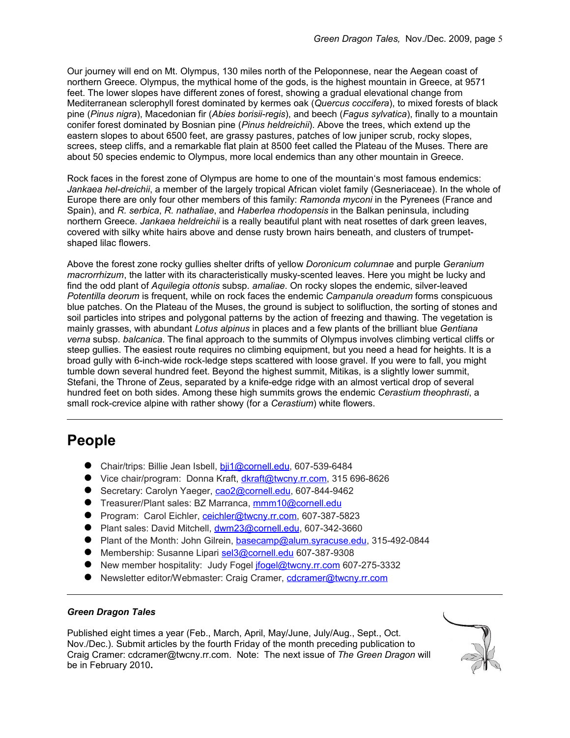Our journey will end on Mt. Olympus, 130 miles north of the Peloponnese, near the Aegean coast of northern Greece. Olympus, the mythical home of the gods, is the highest mountain in Greece, at 9571 feet. The lower slopes have different zones of forest, showing a gradual elevational change from Mediterranean sclerophyll forest dominated by kermes oak (*Quercus coccifera*), to mixed forests of black pine (*Pinus nigra*), Macedonian fir (*Abies borisii-regis*), and beech (*Fagus sylvatica*), finally to a mountain conifer forest dominated by Bosnian pine (*Pinus heldreichii*). Above the trees, which extend up the eastern slopes to about 6500 feet, are grassy pastures, patches of low juniper scrub, rocky slopes, screes, steep cliffs, and a remarkable flat plain at 8500 feet called the Plateau of the Muses. There are about 50 species endemic to Olympus, more local endemics than any other mountain in Greece.

Rock faces in the forest zone of Olympus are home to one of the mountain's most famous endemics: *Jankaea hel-dreichii*, a member of the largely tropical African violet family (Gesneriaceae). In the whole of Europe there are only four other members of this family: *Ramonda myconi* in the Pyrenees (France and Spain), and *R. serbica*, *R. nathaliae*, and *Haberlea rhodopensis* in the Balkan peninsula, including northern Greece. *Jankaea heldreichii* is a really beautiful plant with neat rosettes of dark green leaves, covered with silky white hairs above and dense rusty brown hairs beneath, and clusters of trumpet-shaped lilac flowers.

Above the forest zone rocky gullies shelter drifts of yellow *Doronicum columnae* and purple *Geranium macrorrhizum*, the latter with its characteristically musky-scented leaves. Here you might be lucky and find the odd plant of *Aquilegia ottonis* subsp. *amaliae*. On rocky slopes the endemic, silver-leaved *Potentilla deorum* is frequent, while on rock faces the endemic *Campanula oreadum* forms conspicuous blue patches. On the Plateau of the Muses, the ground is subject to solifluction, the sorting of stones and soil particles into stripes and polygonal patterns by the action of freezing and thawing. The vegetation is mainly grasses, with abundant *Lotus alpinus* in places and a few plants of the brilliant blue *Gentiana verna* subsp. *balcanica*. The final approach to the summits of Olympus involves climbing vertical cliffs or steep gullies. The easiest route requires no climbing equipment, but you need a head for heights. It is a broad gully with 6-inch-wide rock-ledge steps scattered with loose gravel. If you were to fall, you might tumble down several hundred feet. Beyond the highest summit, Mitikas, is a slightly lower summit, Stefani, the Throne of Zeus, separated by a knife-edge ridge with an almost vertical drop of several hundred feet on both sides. Among these high summits grows the endemic *Cerastium theophrasti*, a small rock-crevice alpine with rather showy (for a *Cerastium*) white flowers.

---

# People

- Chair/trips: Billie Jean Isbell, bji1@cornell.edu, 607-539-6484
- Vice chair/program: Donna Kraft, dkraft@twcny.rr.com, 315 696-8626
- Secretary: Carolyn Yaeger, cao2@cornell.edu, 607-844-9462
- Treasurer/Plant sales: BZ Marranca, mmm10@cornell.edu
- Program: Carol Eichler, ceichler@twcny.rr.com, 607-387-5823
- Plant sales: David Mitchell, dwm23@cornell.edu, 607-342-3660
- Plant of the Month: John Gilrein, basecamp@alum.syracuse.edu, 315-492-0844
- Membership: Susanne Lipari sel3@cornell.edu 607-387-9308
- New member hospitality: Judy Fogel jfogel@twcny.rr.com 607-275-3332
- Newsletter editor/Webmaster: Craig Cramer, cdcramer@twcny.rr.com

---

***Green Dragon Tales***

Published eight times a year (Feb., March, April, May/June, July/Aug., Sept., Oct. Nov./Dec.). Submit articles by the fourth Friday of the month preceding publication to Craig Cramer: cdcramer@twcny.rr.com. Note: The next issue of *The Green Dragon* will be in February 2010**.**